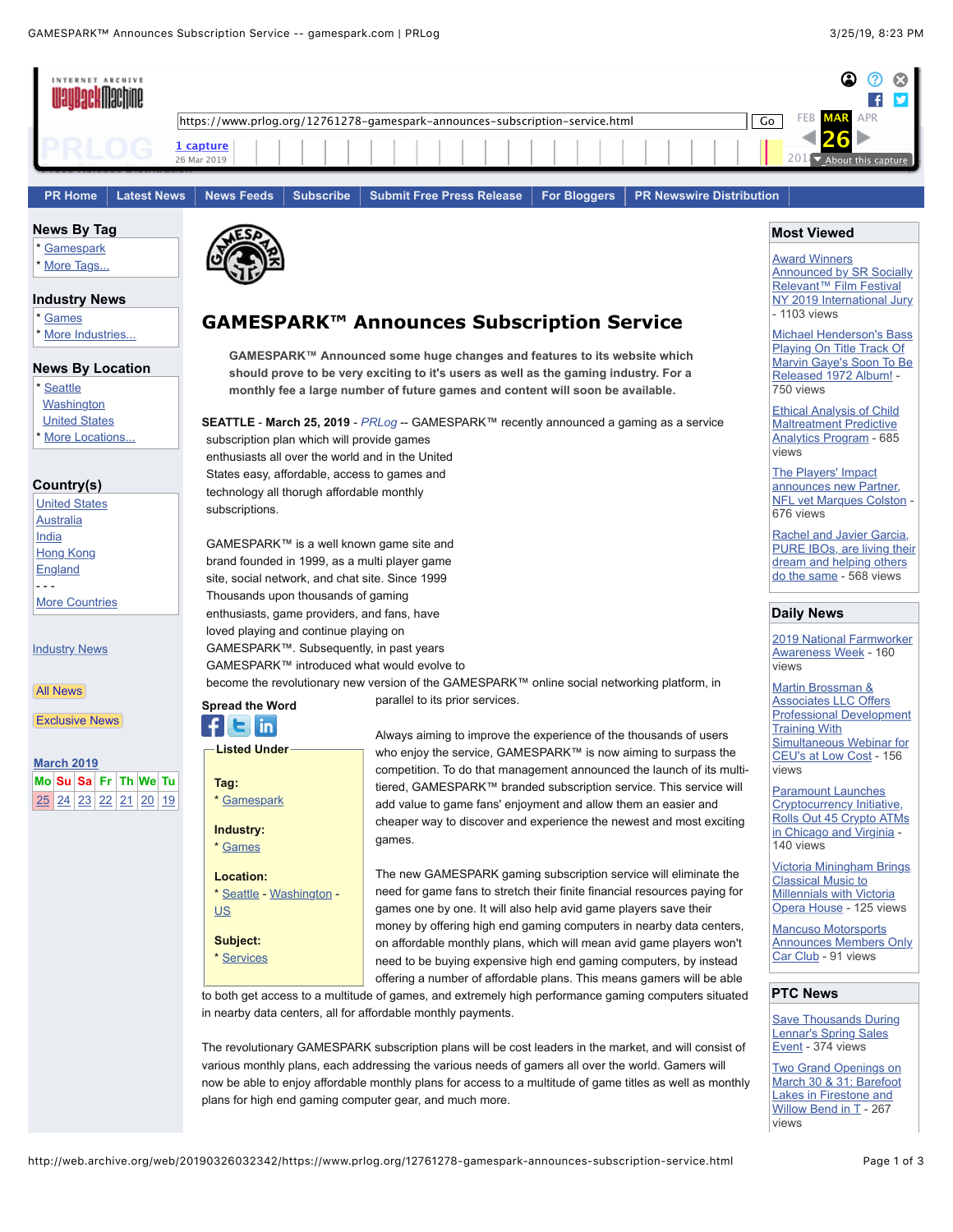PR Home | Latest News | News Feeds | Subscribe | Submit Free Press Release | For Bloggers | PR Newswire Distribution

## News By Tag

- Gamespark
- More Tags...

## Industry News

- Games
- More Industries...

## News By Location

- Seattle
  Washington
  United States
- More Locations...

## Country(s)

United States
Australia
India
Hong Kong
England
- - -
More Countries

Industry News

All News

Exclusive News

**March 2019**

| Mo | Su | Sa | Fr | Th | We | Tu |
|---|---|---|---|---|---|---|
| 25 | 24 | 23 | 22 | 21 | 20 | 19 |

# GAMESPARK™ Announces Subscription Service

**GAMESPARK™ Announced some huge changes and features to its website which should prove to be very exciting to it's users as well as the gaming industry. For a monthly fee a large number of future games and content will soon be available.**

**SEATTLE** - **March 25, 2019** - *PRLog* -- GAMESPARK™ recently announced a gaming as a service subscription plan which will provide games enthusiasts all over the world and in the United States easy, affordable, access to games and technology all thorugh affordable monthly subscriptions.

GAMESPARK™ is a well known game site and brand founded in 1999, as a multi player game site, social network, and chat site. Since 1999 Thousands upon thousands of gaming enthusiasts, game providers, and fans, have loved playing and continue playing on GAMESPARK™. Subsequently, in past years GAMESPARK™ introduced what would evolve to become the revolutionary new version of the GAMESPARK™ online social networking platform, in parallel to its prior services.

Always aiming to improve the experience of the thousands of users who enjoy the service, GAMESPARK™ is now aiming to surpass the competition. To do that management announced the launch of its multi-tiered, GAMESPARK™ branded subscription service. This service will add value to game fans' enjoyment and allow them an easier and cheaper way to discover and experience the newest and most exciting games.

The new GAMESPARK gaming subscription service will eliminate the need for game fans to stretch their finite financial resources paying for games one by one. It will also help avid game players save their money by offering high end gaming computers in nearby data centers, on affordable monthly plans, which will mean avid game players won't need to be buying expensive high end gaming computers, by instead offering a number of affordable plans. This means gamers will be able to both get access to a multitude of games, and extremely high performance gaming computers situated in nearby data centers, all for affordable monthly payments.

The revolutionary GAMESPARK subscription plans will be cost leaders in the market, and will consist of various monthly plans, each addressing the various needs of gamers all over the world. Gamers will now be able to enjoy affordable monthly plans for access to a multitude of game titles as well as monthly plans for high end gaming computer gear, and much more.

**Spread the Word**

**Listed Under**

**Tag:**
- Gamespark

**Industry:**
- Games

**Location:**
- Seattle - Washington - US

**Subject:**
- Services

## Most Viewed

Award Winners Announced by SR Socially Relevant™ Film Festival NY 2019 International Jury - 1103 views

Michael Henderson's Bass Playing On Title Track Of Marvin Gaye's Soon To Be Released 1972 Album! - 750 views

Ethical Analysis of Child Maltreatment Predictive Analytics Program - 685 views

The Players' Impact announces new Partner, NFL vet Marques Colston - 676 views

Rachel and Javier Garcia, PURE IBOs, are living their dream and helping others do the same - 568 views

## Daily News

2019 National Farmworker Awareness Week - 160 views

Martin Brossman & Associates LLC Offers Professional Development Training With Simultaneous Webinar for CEU's at Low Cost - 156 views

Paramount Launches Cryptocurrency Initiative, Rolls Out 45 Crypto ATMs in Chicago and Virginia - 140 views

Victoria Miningham Brings Classical Music to Millennials with Victoria Opera House - 125 views

Mancuso Motorsports Announces Members Only Car Club - 91 views

## PTC News

Save Thousands During Lennar's Spring Sales Event - 374 views

Two Grand Openings on March 30 & 31: Barefoot Lakes in Firestone and Willow Bend in T - 267 views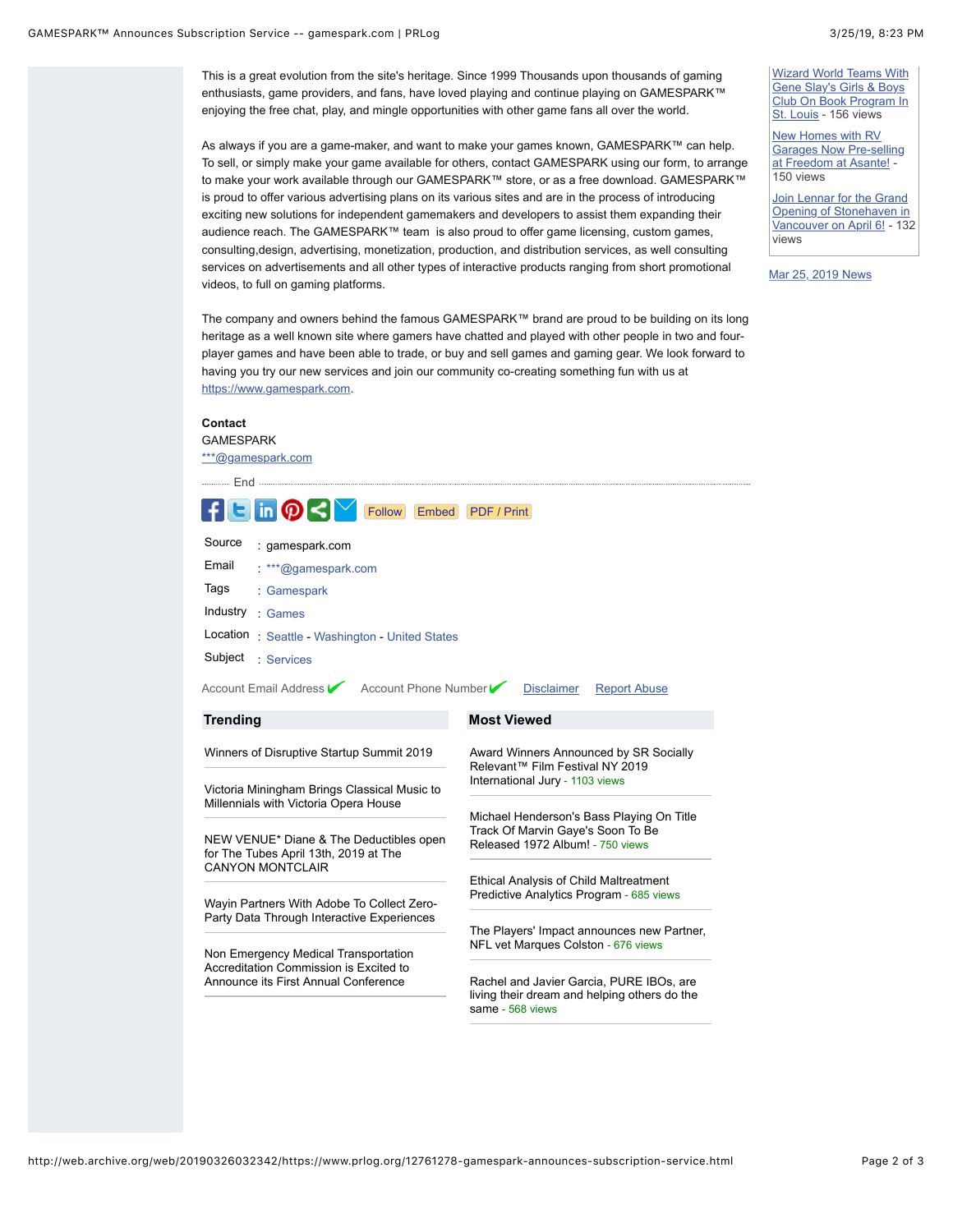This is a great evolution from the site's heritage. Since 1999 Thousands upon thousands of gaming enthusiasts, game providers, and fans, have loved playing and continue playing on GAMESPARK™ enjoying the free chat, play, and mingle opportunities with other game fans all over the world.

As always if you are a game-maker, and want to make your games known, GAMESPARK™ can help. To sell, or simply make your game available for others, contact GAMESPARK using our form, to arrange to make your work available through our GAMESPARK™ store, or as a free download. GAMESPARK™ is proud to offer various advertising plans on its various sites and are in the process of introducing exciting new solutions for independent gamemakers and developers to assist them expanding their audience reach. The GAMESPARK™ team is also proud to offer game licensing, custom games, consulting,design, advertising, monetization, production, and distribution services, as well consulting services on advertisements and all other types of interactive products ranging from short promotional videos, to full on gaming platforms.

The company and owners behind the famous GAMESPARK™ brand are proud to be building on its long heritage as a well known site where gamers have chatted and played with other people in two and four-player games and have been able to trade, or buy and sell games and gaming gear. We look forward to having you try our new services and join our community co-creating something fun with us at https://www.gamespark.com.

**Contact**
GAMESPARK
***@gamespark.com

End

Follow Embed PDF / Print

| | |
|---|---|
| Source | : gamespark.com |
| Email | : ***@gamespark.com |
| Tags | : Gamespark |
| Industry | : Games |
| Location | : Seattle - Washington - United States |
| Subject | : Services |

Account Email Address ✔ Account Phone Number ✔ Disclaimer Report Abuse

**Trending**

- Winners of Disruptive Startup Summit 2019
- Victoria Miningham Brings Classical Music to Millennials with Victoria Opera House
- NEW VENUE* Diane & The Deductibles open for The Tubes April 13th, 2019 at The CANYON MONTCLAIR
- Wayin Partners With Adobe To Collect Zero-Party Data Through Interactive Experiences
- Non Emergency Medical Transportation Accreditation Commission is Excited to Announce its First Annual Conference

**Most Viewed**

- Award Winners Announced by SR Socially Relevant™ Film Festival NY 2019 International Jury - 1103 views
- Michael Henderson's Bass Playing On Title Track Of Marvin Gaye's Soon To Be Released 1972 Album! - 750 views
- Ethical Analysis of Child Maltreatment Predictive Analytics Program - 685 views
- The Players' Impact announces new Partner, NFL vet Marques Colston - 676 views
- Rachel and Javier Garcia, PURE IBOs, are living their dream and helping others do the same - 568 views

- Wizard World Teams With Gene Slay's Girls & Boys Club On Book Program In St. Louis - 156 views
- New Homes with RV Garages Now Pre-selling at Freedom at Asante! - 150 views
- Join Lennar for the Grand Opening of Stonehaven in Vancouver on April 6! - 132 views

Mar 25, 2019 News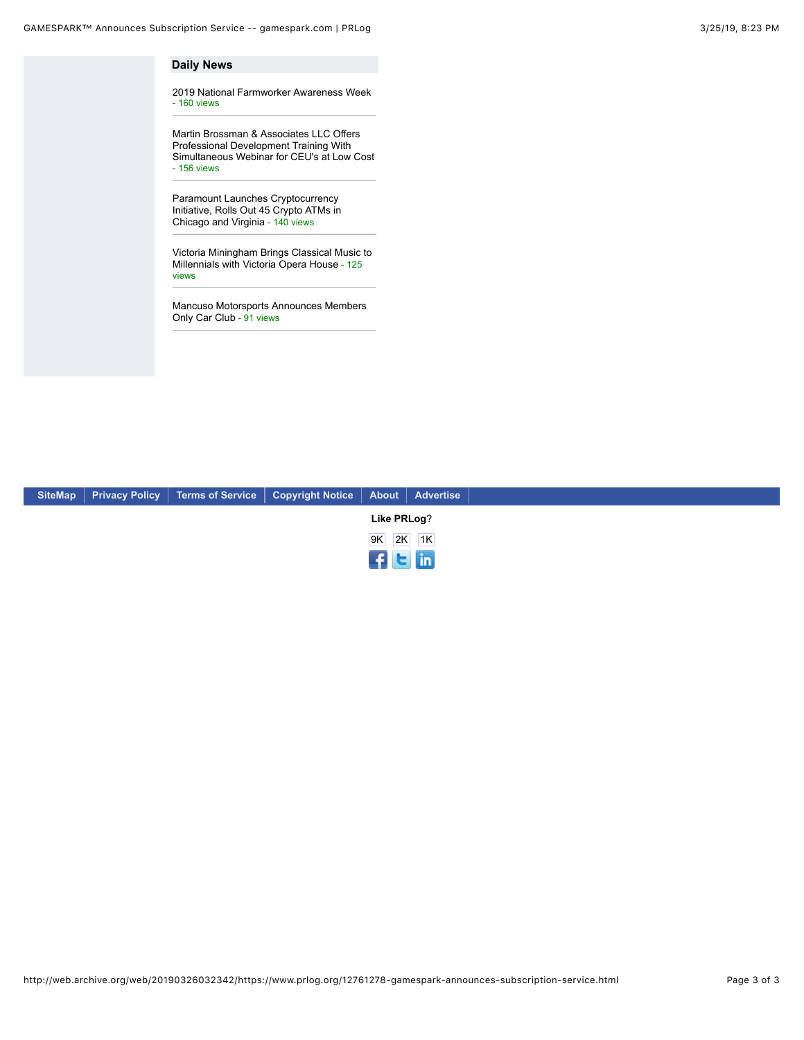## Daily News

2019 National Farmworker Awareness Week - 160 views

Martin Brossman & Associates LLC Offers Professional Development Training With Simultaneous Webinar for CEU's at Low Cost - 156 views

Paramount Launches Cryptocurrency Initiative, Rolls Out 45 Crypto ATMs in Chicago and Virginia - 140 views

Victoria Miningham Brings Classical Music to Millennials with Victoria Opera House - 125 views

Mancuso Motorsports Announces Members Only Car Club - 91 views

SiteMap | Privacy Policy | Terms of Service | Copyright Notice | About | Advertise

**Like PRLog**?

9K 2K 1K